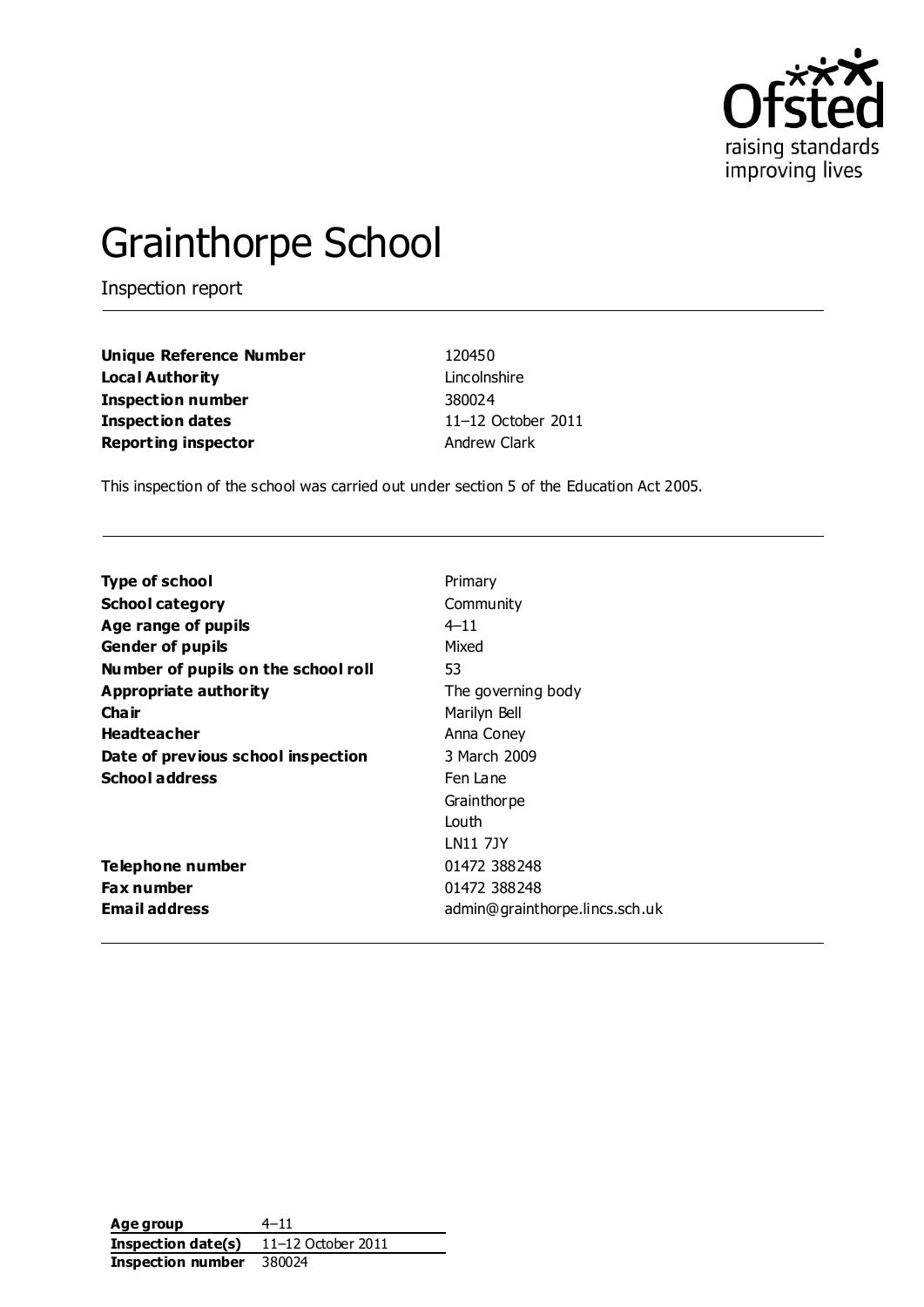# Grainthorpe School

Inspection report

| | |
|---|---|
| **Unique Reference Number** | 120450 |
| **Local Authority** | Lincolnshire |
| **Inspection number** | 380024 |
| **Inspection dates** | 11–12 October 2011 |
| **Reporting inspector** | Andrew Clark |

This inspection of the school was carried out under section 5 of the Education Act 2005.

| | |
|---|---|
| **Type of school** | Primary |
| **School category** | Community |
| **Age range of pupils** | 4–11 |
| **Gender of pupils** | Mixed |
| **Number of pupils on the school roll** | 53 |
| **Appropriate authority** | The governing body |
| **Chair** | Marilyn Bell |
| **Headteacher** | Anna Coney |
| **Date of previous school inspection** | 3 March 2009 |
| **School address** | Fen Lane<br>Grainthorpe<br>Louth<br>LN11 7JY |
| **Telephone number** | 01472 388248 |
| **Fax number** | 01472 388248 |
| **Email address** | admin@grainthorpe.lincs.sch.uk |

| | |
|---|---|
| **Age group** | 4–11 |
| **Inspection date(s)** | 11–12 October 2011 |
| **Inspection number** | 380024 |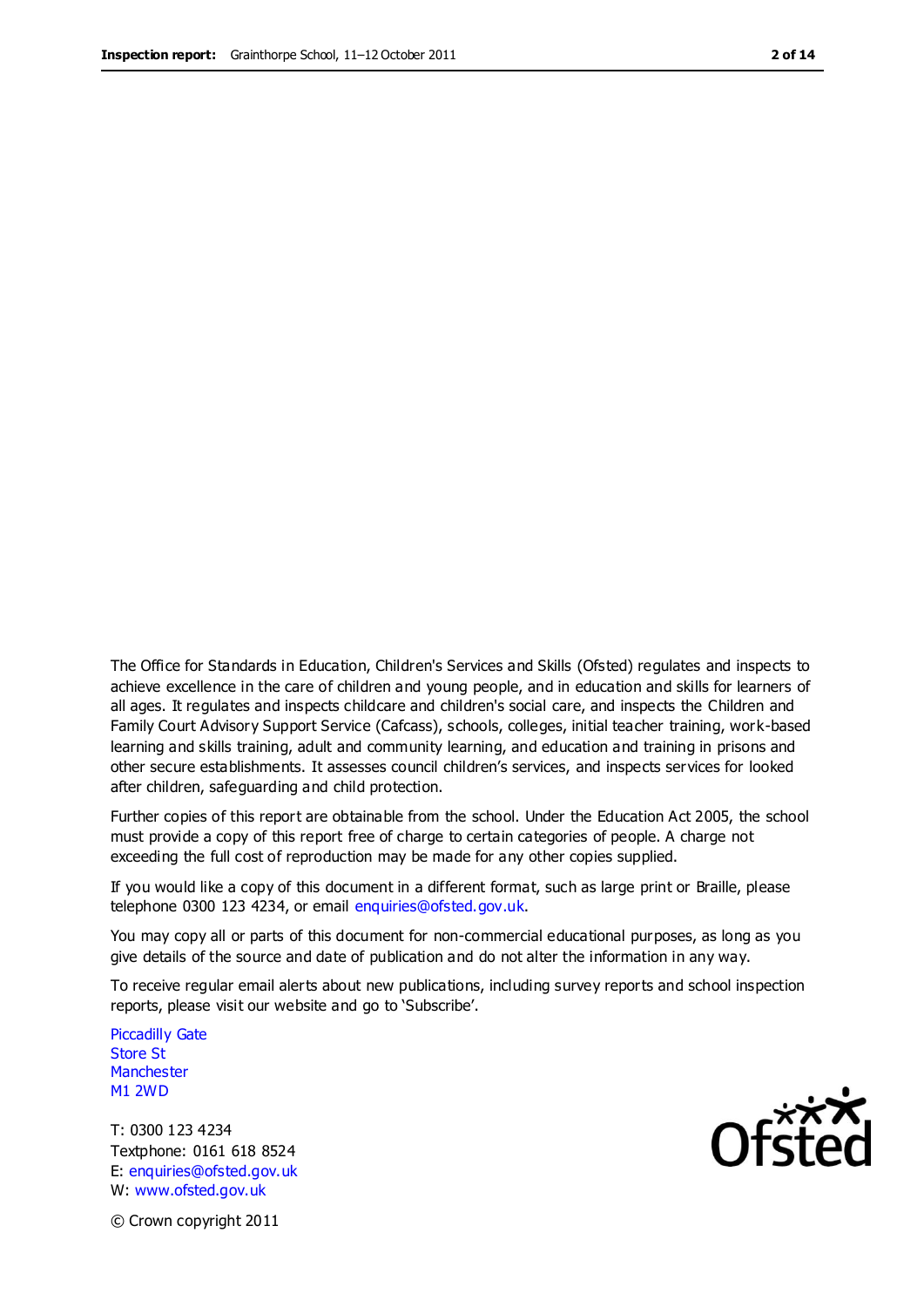The Office for Standards in Education, Children's Services and Skills (Ofsted) regulates and inspects to achieve excellence in the care of children and young people, and in education and skills for learners of all ages. It regulates and inspects childcare and children's social care, and inspects the Children and Family Court Advisory Support Service (Cafcass), schools, colleges, initial teacher training, work-based learning and skills training, adult and community learning, and education and training in prisons and other secure establishments. It assesses council children's services, and inspects services for looked after children, safeguarding and child protection.

Further copies of this report are obtainable from the school. Under the Education Act 2005, the school must provide a copy of this report free of charge to certain categories of people. A charge not exceeding the full cost of reproduction may be made for any other copies supplied.

If you would like a copy of this document in a different format, such as large print or Braille, please telephone 0300 123 4234, or email enquiries@ofsted.gov.uk.

You may copy all or parts of this document for non-commercial educational purposes, as long as you give details of the source and date of publication and do not alter the information in any way.

To receive regular email alerts about new publications, including survey reports and school inspection reports, please visit our website and go to 'Subscribe'.

Piccadilly Gate
Store St
Manchester
M1 2WD

T: 0300 123 4234
Textphone: 0161 618 8524
E: enquiries@ofsted.gov.uk
W: www.ofsted.gov.uk

© Crown copyright 2011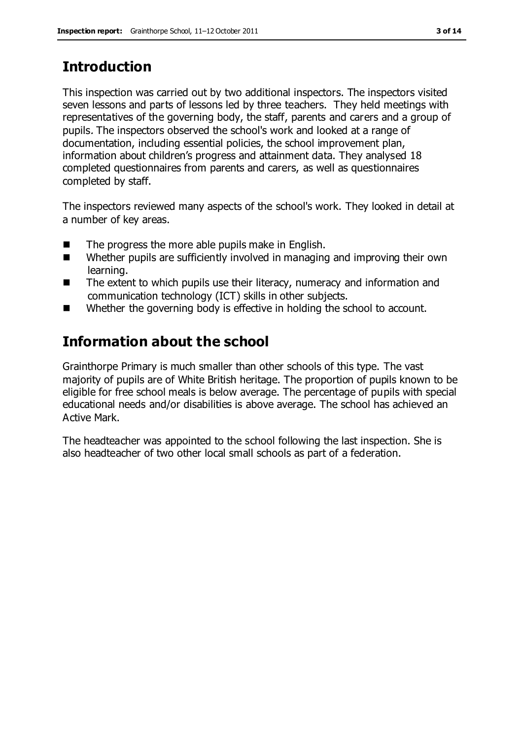## Introduction

This inspection was carried out by two additional inspectors. The inspectors visited seven lessons and parts of lessons led by three teachers. They held meetings with representatives of the governing body, the staff, parents and carers and a group of pupils. The inspectors observed the school's work and looked at a range of documentation, including essential policies, the school improvement plan, information about children's progress and attainment data. They analysed 18 completed questionnaires from parents and carers, as well as questionnaires completed by staff.

The inspectors reviewed many aspects of the school's work. They looked in detail at a number of key areas.

- The progress the more able pupils make in English.
- Whether pupils are sufficiently involved in managing and improving their own learning.
- The extent to which pupils use their literacy, numeracy and information and communication technology (ICT) skills in other subjects.
- Whether the governing body is effective in holding the school to account.

## Information about the school

Grainthorpe Primary is much smaller than other schools of this type. The vast majority of pupils are of White British heritage. The proportion of pupils known to be eligible for free school meals is below average. The percentage of pupils with special educational needs and/or disabilities is above average. The school has achieved an Active Mark.

The headteacher was appointed to the school following the last inspection. She is also headteacher of two other local small schools as part of a federation.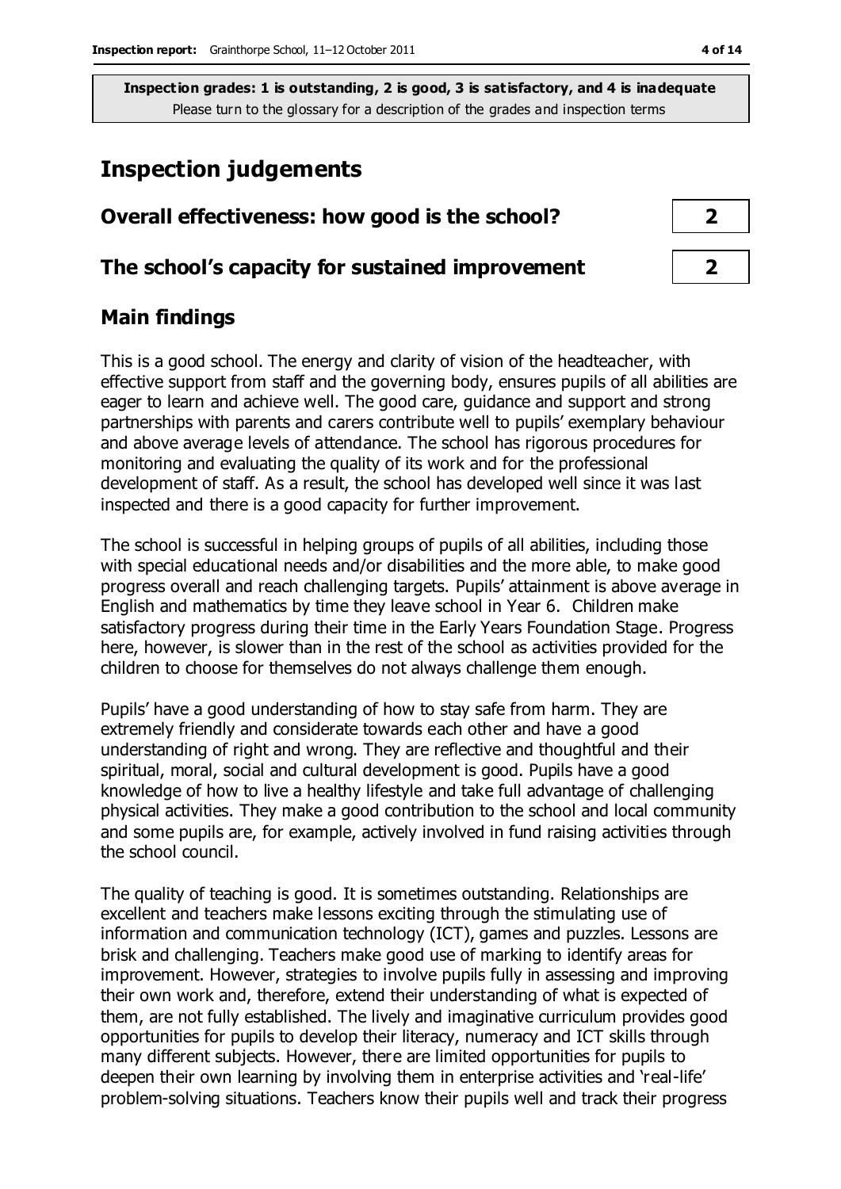**Inspection grades: 1 is outstanding, 2 is good, 3 is satisfactory, and 4 is inadequate**
Please turn to the glossary for a description of the grades and inspection terms

# Inspection judgements

| | |
|---|---|
| **Overall effectiveness: how good is the school?** | **2** |
| **The school's capacity for sustained improvement** | **2** |

## Main findings

This is a good school. The energy and clarity of vision of the headteacher, with effective support from staff and the governing body, ensures pupils of all abilities are eager to learn and achieve well. The good care, guidance and support and strong partnerships with parents and carers contribute well to pupils' exemplary behaviour and above average levels of attendance. The school has rigorous procedures for monitoring and evaluating the quality of its work and for the professional development of staff. As a result, the school has developed well since it was last inspected and there is a good capacity for further improvement.

The school is successful in helping groups of pupils of all abilities, including those with special educational needs and/or disabilities and the more able, to make good progress overall and reach challenging targets. Pupils' attainment is above average in English and mathematics by time they leave school in Year 6. Children make satisfactory progress during their time in the Early Years Foundation Stage. Progress here, however, is slower than in the rest of the school as activities provided for the children to choose for themselves do not always challenge them enough.

Pupils' have a good understanding of how to stay safe from harm. They are extremely friendly and considerate towards each other and have a good understanding of right and wrong. They are reflective and thoughtful and their spiritual, moral, social and cultural development is good. Pupils have a good knowledge of how to live a healthy lifestyle and take full advantage of challenging physical activities. They make a good contribution to the school and local community and some pupils are, for example, actively involved in fund raising activities through the school council.

The quality of teaching is good. It is sometimes outstanding. Relationships are excellent and teachers make lessons exciting through the stimulating use of information and communication technology (ICT), games and puzzles. Lessons are brisk and challenging. Teachers make good use of marking to identify areas for improvement. However, strategies to involve pupils fully in assessing and improving their own work and, therefore, extend their understanding of what is expected of them, are not fully established. The lively and imaginative curriculum provides good opportunities for pupils to develop their literacy, numeracy and ICT skills through many different subjects. However, there are limited opportunities for pupils to deepen their own learning by involving them in enterprise activities and 'real-life' problem-solving situations. Teachers know their pupils well and track their progress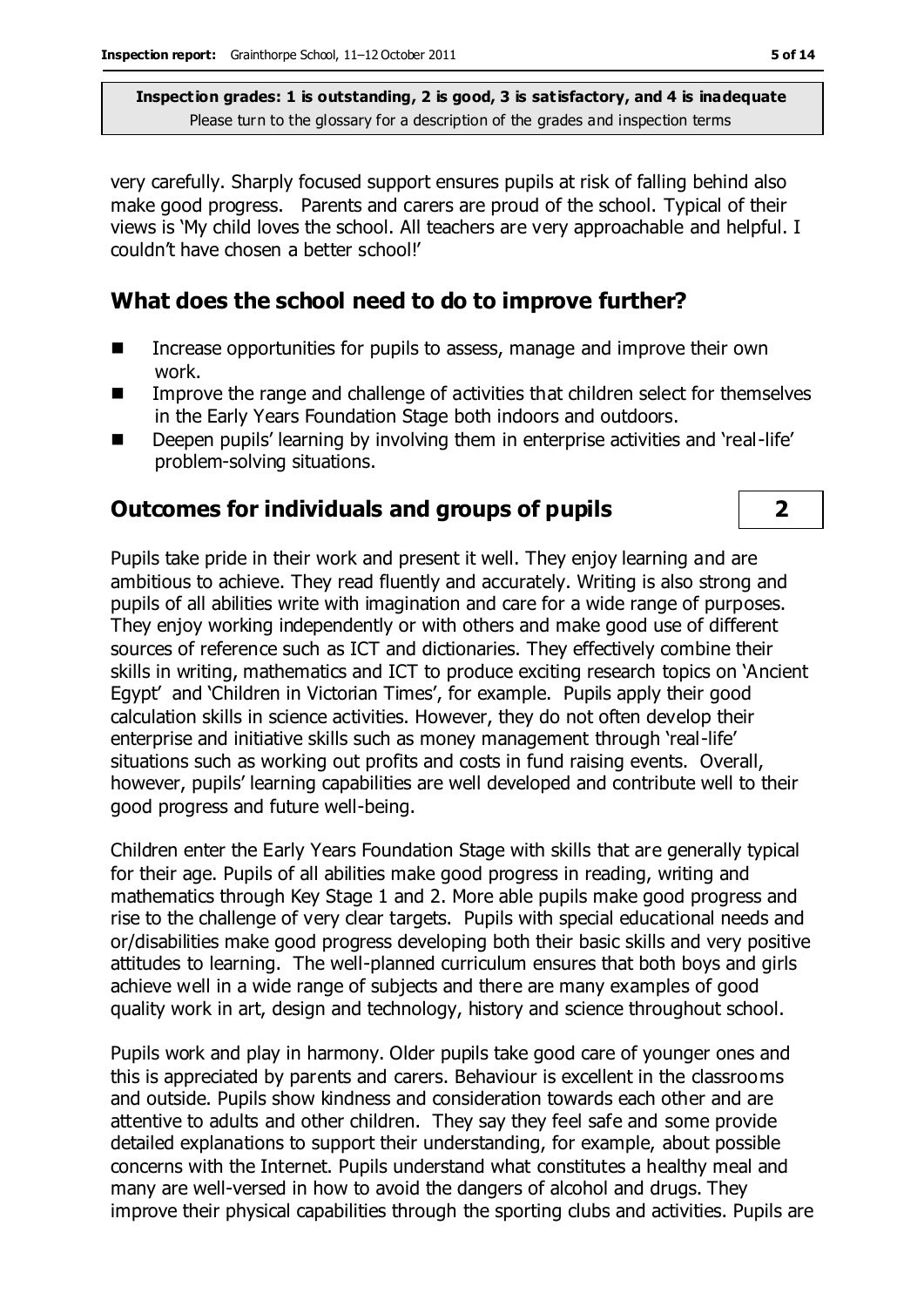very carefully. Sharply focused support ensures pupils at risk of falling behind also make good progress. Parents and carers are proud of the school. Typical of their views is 'My child loves the school. All teachers are very approachable and helpful. I couldn't have chosen a better school!'

## What does the school need to do to improve further?

- Increase opportunities for pupils to assess, manage and improve their own work.
- Improve the range and challenge of activities that children select for themselves in the Early Years Foundation Stage both indoors and outdoors.
- Deepen pupils' learning by involving them in enterprise activities and 'real-life' problem-solving situations.

## Outcomes for individuals and groups of pupils — 2

Pupils take pride in their work and present it well. They enjoy learning and are ambitious to achieve. They read fluently and accurately. Writing is also strong and pupils of all abilities write with imagination and care for a wide range of purposes. They enjoy working independently or with others and make good use of different sources of reference such as ICT and dictionaries. They effectively combine their skills in writing, mathematics and ICT to produce exciting research topics on 'Ancient Egypt' and 'Children in Victorian Times', for example. Pupils apply their good calculation skills in science activities. However, they do not often develop their enterprise and initiative skills such as money management through 'real-life' situations such as working out profits and costs in fund raising events. Overall, however, pupils' learning capabilities are well developed and contribute well to their good progress and future well-being.

Children enter the Early Years Foundation Stage with skills that are generally typical for their age. Pupils of all abilities make good progress in reading, writing and mathematics through Key Stage 1 and 2. More able pupils make good progress and rise to the challenge of very clear targets. Pupils with special educational needs and or/disabilities make good progress developing both their basic skills and very positive attitudes to learning. The well-planned curriculum ensures that both boys and girls achieve well in a wide range of subjects and there are many examples of good quality work in art, design and technology, history and science throughout school.

Pupils work and play in harmony. Older pupils take good care of younger ones and this is appreciated by parents and carers. Behaviour is excellent in the classrooms and outside. Pupils show kindness and consideration towards each other and are attentive to adults and other children. They say they feel safe and some provide detailed explanations to support their understanding, for example, about possible concerns with the Internet. Pupils understand what constitutes a healthy meal and many are well-versed in how to avoid the dangers of alcohol and drugs. They improve their physical capabilities through the sporting clubs and activities. Pupils are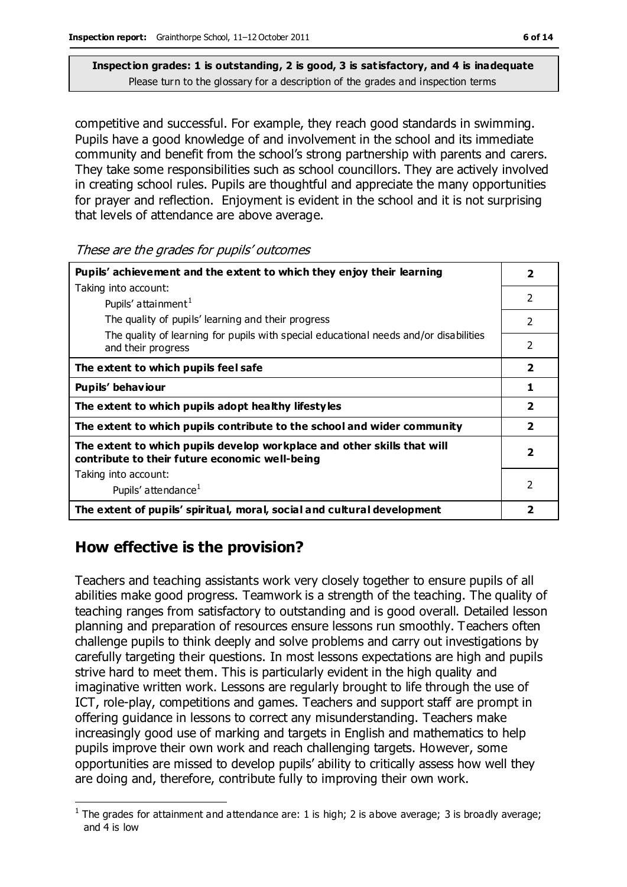**Inspection grades: 1 is outstanding, 2 is good, 3 is satisfactory, and 4 is inadequate**
Please turn to the glossary for a description of the grades and inspection terms

competitive and successful. For example, they reach good standards in swimming. Pupils have a good knowledge of and involvement in the school and its immediate community and benefit from the school's strong partnership with parents and carers. They take some responsibilities such as school councillors. They are actively involved in creating school rules. Pupils are thoughtful and appreciate the many opportunities for prayer and reflection. Enjoyment is evident in the school and it is not surprising that levels of attendance are above average.

*These are the grades for pupils' outcomes*

| | |
|---|---|
| **Pupils' achievement and the extent to which they enjoy their learning** | **2** |
| Taking into account: Pupils' attainment[1] | 2 |
| The quality of pupils' learning and their progress | 2 |
| The quality of learning for pupils with special educational needs and/or disabilities and their progress | 2 |
| **The extent to which pupils feel safe** | **2** |
| **Pupils' behaviour** | **1** |
| **The extent to which pupils adopt healthy lifestyles** | **2** |
| **The extent to which pupils contribute to the school and wider community** | **2** |
| **The extent to which pupils develop workplace and other skills that will contribute to their future economic well-being** | **2** |
| Taking into account: Pupils' attendance[1] | 2 |
| **The extent of pupils' spiritual, moral, social and cultural development** | **2** |

## How effective is the provision?

Teachers and teaching assistants work very closely together to ensure pupils of all abilities make good progress. Teamwork is a strength of the teaching. The quality of teaching ranges from satisfactory to outstanding and is good overall. Detailed lesson planning and preparation of resources ensure lessons run smoothly. Teachers often challenge pupils to think deeply and solve problems and carry out investigations by carefully targeting their questions. In most lessons expectations are high and pupils strive hard to meet them. This is particularly evident in the high quality and imaginative written work. Lessons are regularly brought to life through the use of ICT, role-play, competitions and games. Teachers and support staff are prompt in offering guidance in lessons to correct any misunderstanding. Teachers make increasingly good use of marking and targets in English and mathematics to help pupils improve their own work and reach challenging targets. However, some opportunities are missed to develop pupils' ability to critically assess how well they are doing and, therefore, contribute fully to improving their own work.

[1] The grades for attainment and attendance are: 1 is high; 2 is above average; 3 is broadly average; and 4 is low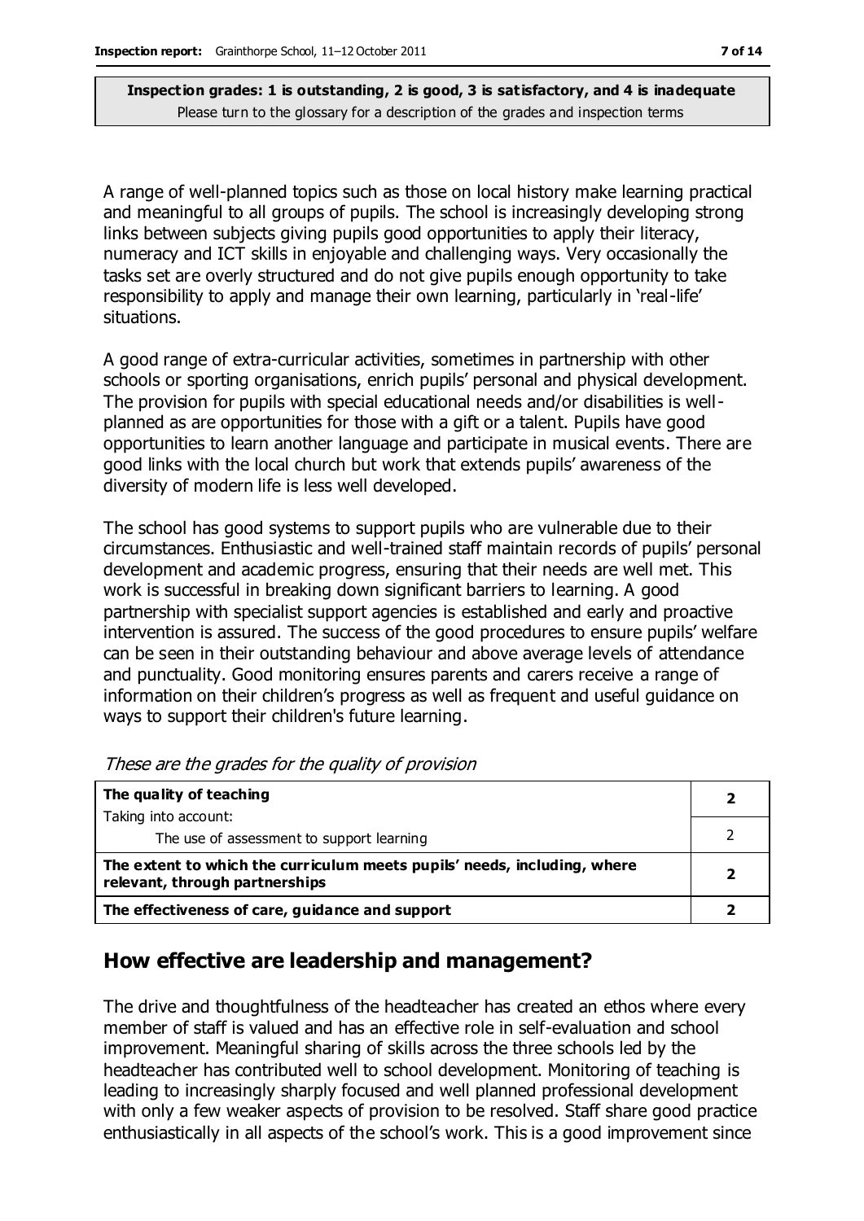**Inspection grades: 1 is outstanding, 2 is good, 3 is satisfactory, and 4 is inadequate**
Please turn to the glossary for a description of the grades and inspection terms

A range of well-planned topics such as those on local history make learning practical and meaningful to all groups of pupils. The school is increasingly developing strong links between subjects giving pupils good opportunities to apply their literacy, numeracy and ICT skills in enjoyable and challenging ways. Very occasionally the tasks set are overly structured and do not give pupils enough opportunity to take responsibility to apply and manage their own learning, particularly in 'real-life' situations.

A good range of extra-curricular activities, sometimes in partnership with other schools or sporting organisations, enrich pupils' personal and physical development. The provision for pupils with special educational needs and/or disabilities is well-planned as are opportunities for those with a gift or a talent. Pupils have good opportunities to learn another language and participate in musical events. There are good links with the local church but work that extends pupils' awareness of the diversity of modern life is less well developed.

The school has good systems to support pupils who are vulnerable due to their circumstances. Enthusiastic and well-trained staff maintain records of pupils' personal development and academic progress, ensuring that their needs are well met. This work is successful in breaking down significant barriers to learning. A good partnership with specialist support agencies is established and early and proactive intervention is assured. The success of the good procedures to ensure pupils' welfare can be seen in their outstanding behaviour and above average levels of attendance and punctuality. Good monitoring ensures parents and carers receive a range of information on their children's progress as well as frequent and useful guidance on ways to support their children's future learning.

*These are the grades for the quality of provision*

| | |
|---|---|
| **The quality of teaching**<br>Taking into account: | **2** |
| The use of assessment to support learning | 2 |
| **The extent to which the curriculum meets pupils' needs, including, where relevant, through partnerships** | **2** |
| **The effectiveness of care, guidance and support** | **2** |

## How effective are leadership and management?

The drive and thoughtfulness of the headteacher has created an ethos where every member of staff is valued and has an effective role in self-evaluation and school improvement. Meaningful sharing of skills across the three schools led by the headteacher has contributed well to school development. Monitoring of teaching is leading to increasingly sharply focused and well planned professional development with only a few weaker aspects of provision to be resolved. Staff share good practice enthusiastically in all aspects of the school's work. This is a good improvement since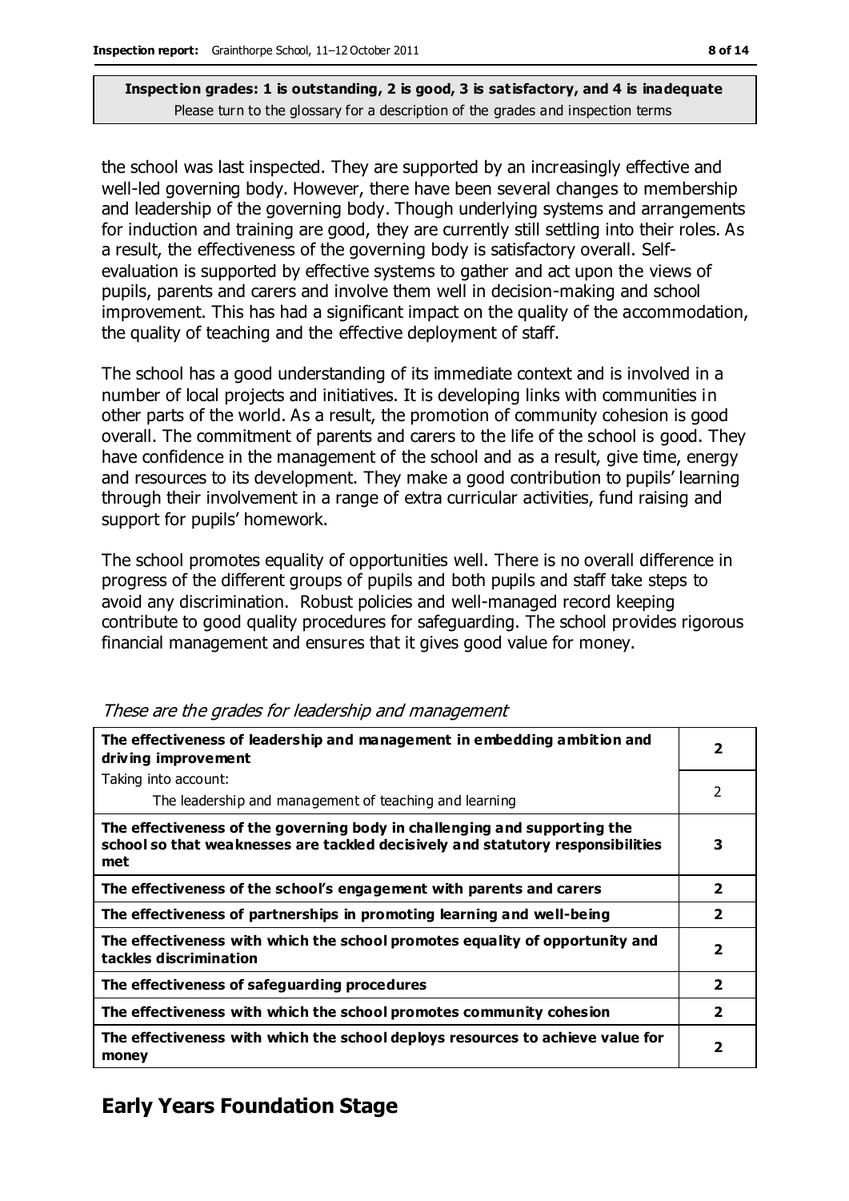**Inspection grades: 1 is outstanding, 2 is good, 3 is satisfactory, and 4 is inadequate**
Please turn to the glossary for a description of the grades and inspection terms

the school was last inspected. They are supported by an increasingly effective and well-led governing body. However, there have been several changes to membership and leadership of the governing body. Though underlying systems and arrangements for induction and training are good, they are currently still settling into their roles. As a result, the effectiveness of the governing body is satisfactory overall. Self-evaluation is supported by effective systems to gather and act upon the views of pupils, parents and carers and involve them well in decision-making and school improvement. This has had a significant impact on the quality of the accommodation, the quality of teaching and the effective deployment of staff.

The school has a good understanding of its immediate context and is involved in a number of local projects and initiatives. It is developing links with communities in other parts of the world. As a result, the promotion of community cohesion is good overall. The commitment of parents and carers to the life of the school is good. They have confidence in the management of the school and as a result, give time, energy and resources to its development. They make a good contribution to pupils' learning through their involvement in a range of extra curricular activities, fund raising and support for pupils' homework.

The school promotes equality of opportunities well. There is no overall difference in progress of the different groups of pupils and both pupils and staff take steps to avoid any discrimination. Robust policies and well-managed record keeping contribute to good quality procedures for safeguarding. The school provides rigorous financial management and ensures that it gives good value for money.

*These are the grades for leadership and management*

| | |
|---|---|
| **The effectiveness of leadership and management in embedding ambition and driving improvement** | **2** |
| Taking into account: The leadership and management of teaching and learning | 2 |
| **The effectiveness of the governing body in challenging and supporting the school so that weaknesses are tackled decisively and statutory responsibilities met** | **3** |
| **The effectiveness of the school's engagement with parents and carers** | **2** |
| **The effectiveness of partnerships in promoting learning and well-being** | **2** |
| **The effectiveness with which the school promotes equality of opportunity and tackles discrimination** | **2** |
| **The effectiveness of safeguarding procedures** | **2** |
| **The effectiveness with which the school promotes community cohesion** | **2** |
| **The effectiveness with which the school deploys resources to achieve value for money** | **2** |

## Early Years Foundation Stage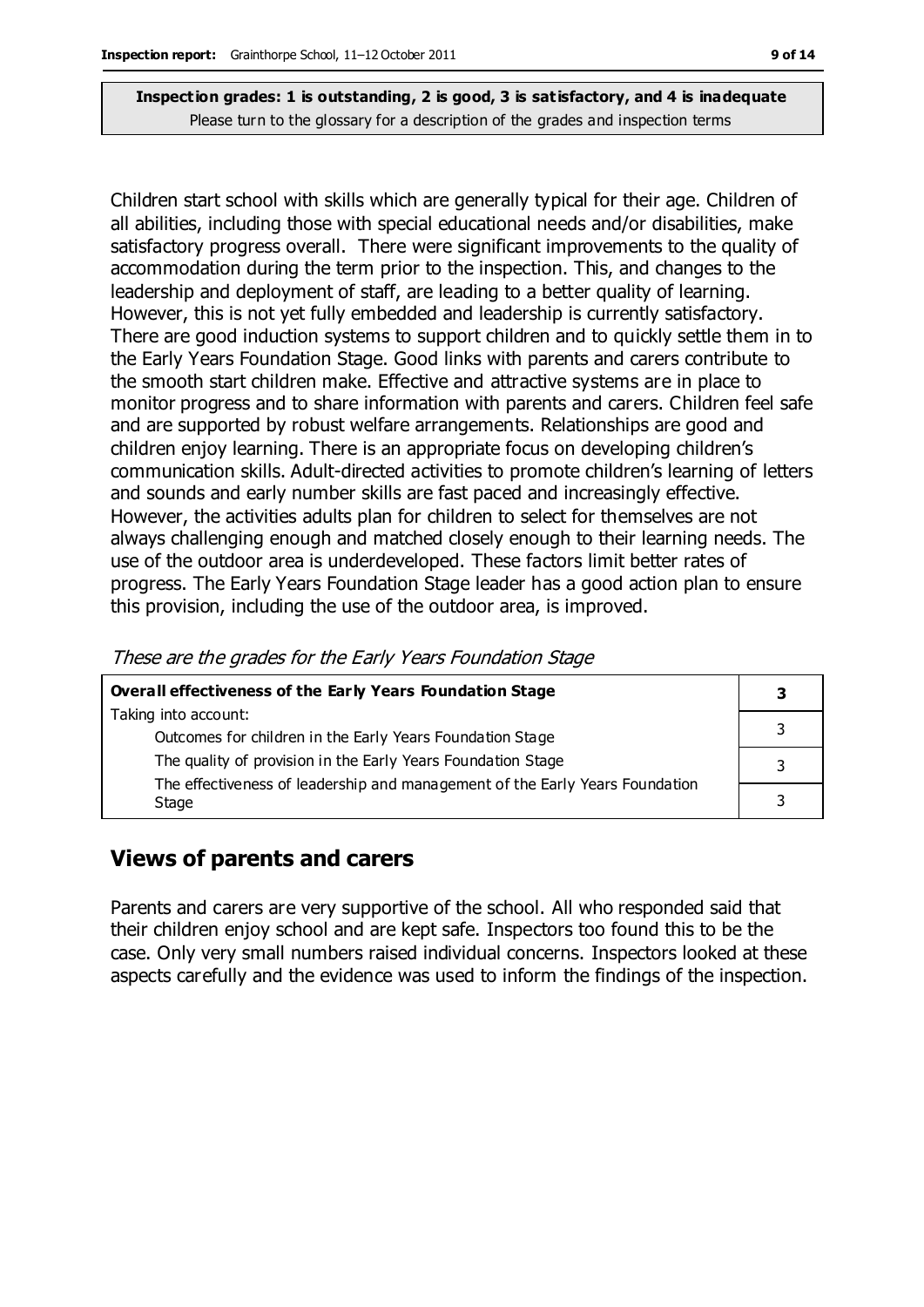Children start school with skills which are generally typical for their age. Children of all abilities, including those with special educational needs and/or disabilities, make satisfactory progress overall. There were significant improvements to the quality of accommodation during the term prior to the inspection. This, and changes to the leadership and deployment of staff, are leading to a better quality of learning. However, this is not yet fully embedded and leadership is currently satisfactory. There are good induction systems to support children and to quickly settle them in to the Early Years Foundation Stage. Good links with parents and carers contribute to the smooth start children make. Effective and attractive systems are in place to monitor progress and to share information with parents and carers. Children feel safe and are supported by robust welfare arrangements. Relationships are good and children enjoy learning. There is an appropriate focus on developing children's communication skills. Adult-directed activities to promote children's learning of letters and sounds and early number skills are fast paced and increasingly effective. However, the activities adults plan for children to select for themselves are not always challenging enough and matched closely enough to their learning needs. The use of the outdoor area is underdeveloped. These factors limit better rates of progress. The Early Years Foundation Stage leader has a good action plan to ensure this provision, including the use of the outdoor area, is improved.

*These are the grades for the Early Years Foundation Stage*

| **Overall effectiveness of the Early Years Foundation Stage** | **3** |
|---|---|
| Taking into account: | |
| Outcomes for children in the Early Years Foundation Stage | 3 |
| The quality of provision in the Early Years Foundation Stage | 3 |
| The effectiveness of leadership and management of the Early Years Foundation Stage | 3 |

## Views of parents and carers

Parents and carers are very supportive of the school. All who responded said that their children enjoy school and are kept safe. Inspectors too found this to be the case. Only very small numbers raised individual concerns. Inspectors looked at these aspects carefully and the evidence was used to inform the findings of the inspection.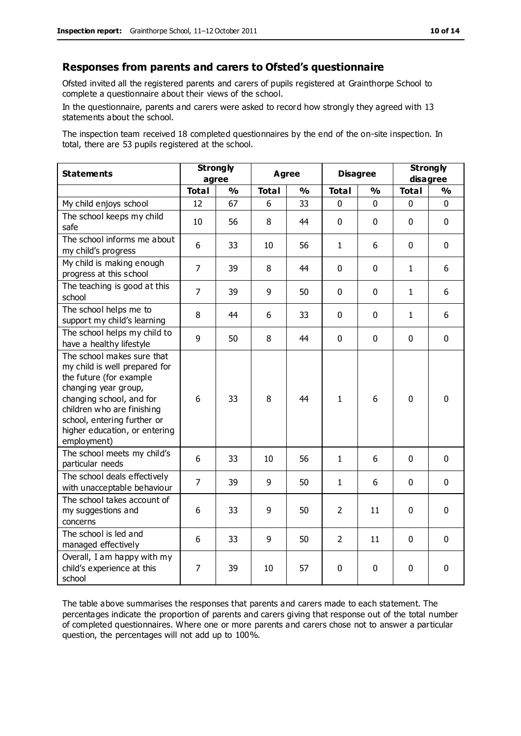## Responses from parents and carers to Ofsted's questionnaire

Ofsted invited all the registered parents and carers of pupils registered at Grainthorpe School to complete a questionnaire about their views of the school.

In the questionnaire, parents and carers were asked to record how strongly they agreed with 13 statements about the school.

The inspection team received 18 completed questionnaires by the end of the on-site inspection. In total, there are 53 pupils registered at the school.

| Statements | Strongly agree | | Agree | | Disagree | | Strongly disagree | |
|---|---|---|---|---|---|---|---|---|
| | Total | % | Total | % | Total | % | Total | % |
| My child enjoys school | 12 | 67 | 6 | 33 | 0 | 0 | 0 | 0 |
| The school keeps my child safe | 10 | 56 | 8 | 44 | 0 | 0 | 0 | 0 |
| The school informs me about my child's progress | 6 | 33 | 10 | 56 | 1 | 6 | 0 | 0 |
| My child is making enough progress at this school | 7 | 39 | 8 | 44 | 0 | 0 | 1 | 6 |
| The teaching is good at this school | 7 | 39 | 9 | 50 | 0 | 0 | 1 | 6 |
| The school helps me to support my child's learning | 8 | 44 | 6 | 33 | 0 | 0 | 1 | 6 |
| The school helps my child to have a healthy lifestyle | 9 | 50 | 8 | 44 | 0 | 0 | 0 | 0 |
| The school makes sure that my child is well prepared for the future (for example changing year group, changing school, and for children who are finishing school, entering further or higher education, or entering employment) | 6 | 33 | 8 | 44 | 1 | 6 | 0 | 0 |
| The school meets my child's particular needs | 6 | 33 | 10 | 56 | 1 | 6 | 0 | 0 |
| The school deals effectively with unacceptable behaviour | 7 | 39 | 9 | 50 | 1 | 6 | 0 | 0 |
| The school takes account of my suggestions and concerns | 6 | 33 | 9 | 50 | 2 | 11 | 0 | 0 |
| The school is led and managed effectively | 6 | 33 | 9 | 50 | 2 | 11 | 0 | 0 |
| Overall, I am happy with my child's experience at this school | 7 | 39 | 10 | 57 | 0 | 0 | 0 | 0 |

The table above summarises the responses that parents and carers made to each statement. The percentages indicate the proportion of parents and carers giving that response out of the total number of completed questionnaires. Where one or more parents and carers chose not to answer a particular question, the percentages will not add up to 100%.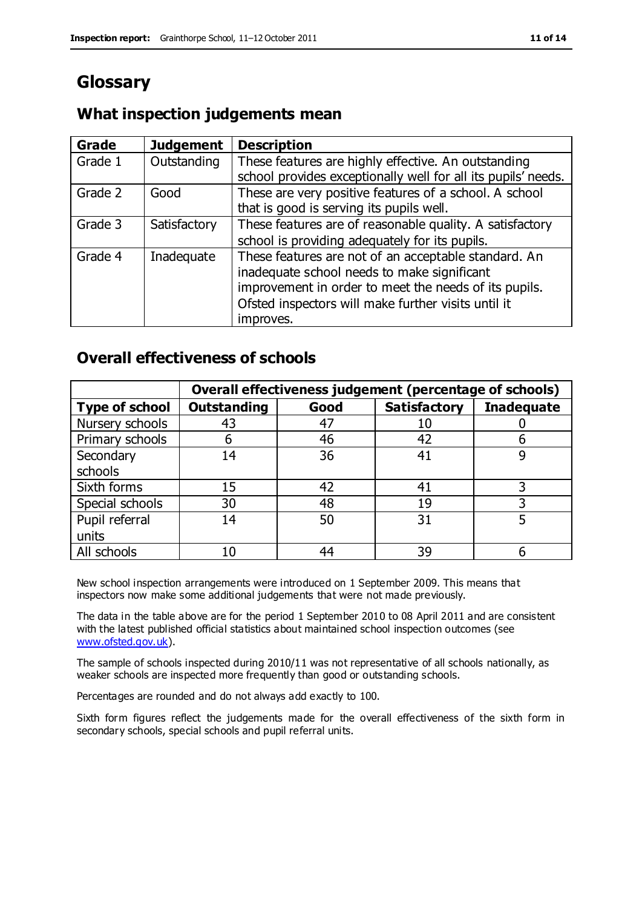# Glossary

## What inspection judgements mean

| Grade | Judgement | Description |
| --- | --- | --- |
| Grade 1 | Outstanding | These features are highly effective. An outstanding school provides exceptionally well for all its pupils' needs. |
| Grade 2 | Good | These are very positive features of a school. A school that is good is serving its pupils well. |
| Grade 3 | Satisfactory | These features are of reasonable quality. A satisfactory school is providing adequately for its pupils. |
| Grade 4 | Inadequate | These features are not of an acceptable standard. An inadequate school needs to make significant improvement in order to meet the needs of its pupils. Ofsted inspectors will make further visits until it improves. |

## Overall effectiveness of schools

| | Overall effectiveness judgement (percentage of schools) | | | |
| --- | --- | --- | --- | --- |
| **Type of school** | **Outstanding** | **Good** | **Satisfactory** | **Inadequate** |
| Nursery schools | 43 | 47 | 10 | 0 |
| Primary schools | 6 | 46 | 42 | 6 |
| Secondary schools | 14 | 36 | 41 | 9 |
| Sixth forms | 15 | 42 | 41 | 3 |
| Special schools | 30 | 48 | 19 | 3 |
| Pupil referral units | 14 | 50 | 31 | 5 |
| All schools | 10 | 44 | 39 | 6 |

New school inspection arrangements were introduced on 1 September 2009. This means that inspectors now make some additional judgements that were not made previously.

The data in the table above are for the period 1 September 2010 to 08 April 2011 and are consistent with the latest published official statistics about maintained school inspection outcomes (see www.ofsted.gov.uk).

The sample of schools inspected during 2010/11 was not representative of all schools nationally, as weaker schools are inspected more frequently than good or outstanding schools.

Percentages are rounded and do not always add exactly to 100.

Sixth form figures reflect the judgements made for the overall effectiveness of the sixth form in secondary schools, special schools and pupil referral units.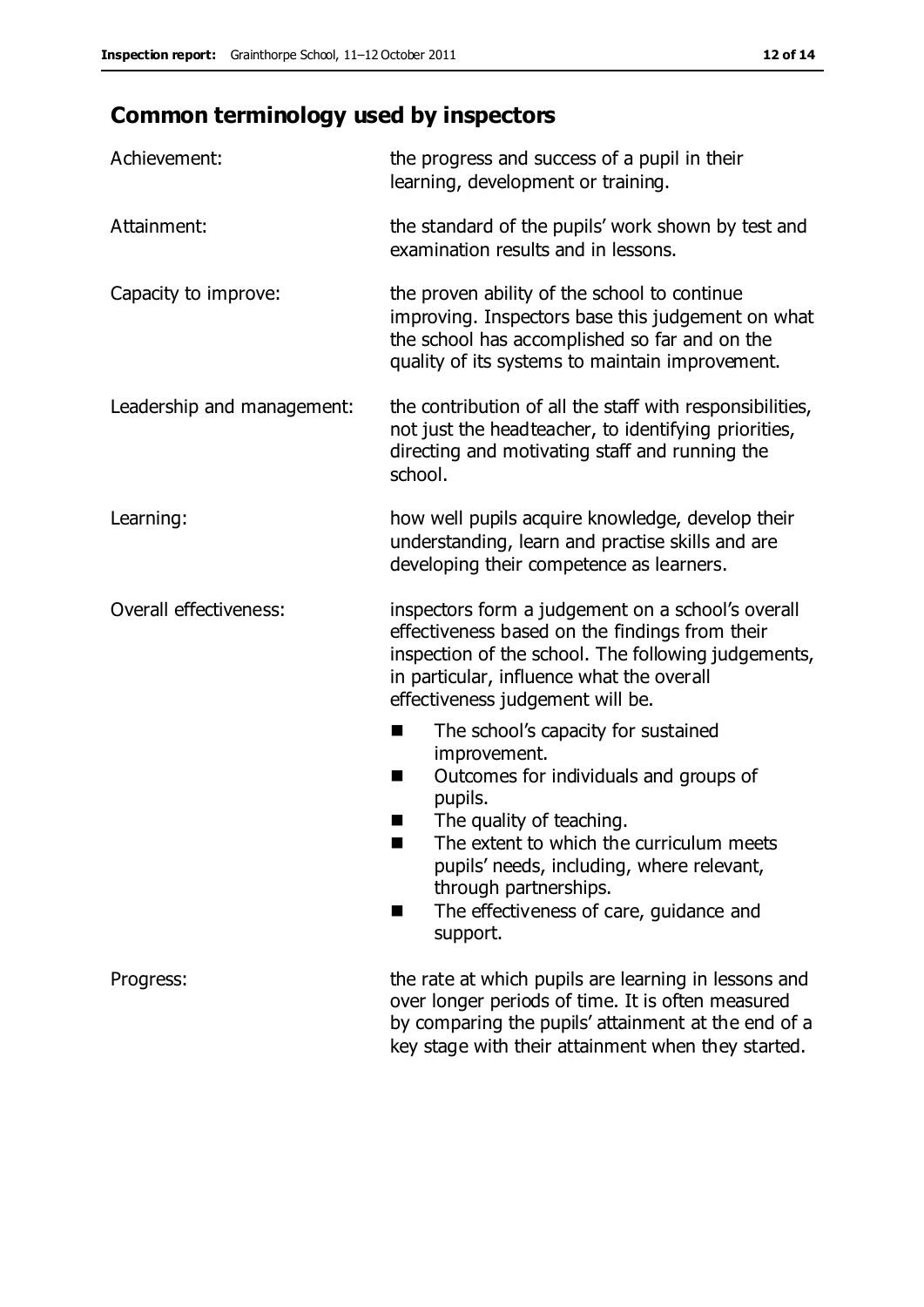## Common terminology used by inspectors

| | |
|---|---|
| Achievement: | the progress and success of a pupil in their learning, development or training. |
| Attainment: | the standard of the pupils' work shown by test and examination results and in lessons. |
| Capacity to improve: | the proven ability of the school to continue improving. Inspectors base this judgement on what the school has accomplished so far and on the quality of its systems to maintain improvement. |
| Leadership and management: | the contribution of all the staff with responsibilities, not just the headteacher, to identifying priorities, directing and motivating staff and running the school. |
| Learning: | how well pupils acquire knowledge, develop their understanding, learn and practise skills and are developing their competence as learners. |
| Overall effectiveness: | inspectors form a judgement on a school's overall effectiveness based on the findings from their inspection of the school. The following judgements, in particular, influence what the overall effectiveness judgement will be.<br>■ The school's capacity for sustained improvement.<br>■ Outcomes for individuals and groups of pupils.<br>■ The quality of teaching.<br>■ The extent to which the curriculum meets pupils' needs, including, where relevant, through partnerships.<br>■ The effectiveness of care, guidance and support. |
| Progress: | the rate at which pupils are learning in lessons and over longer periods of time. It is often measured by comparing the pupils' attainment at the end of a key stage with their attainment when they started. |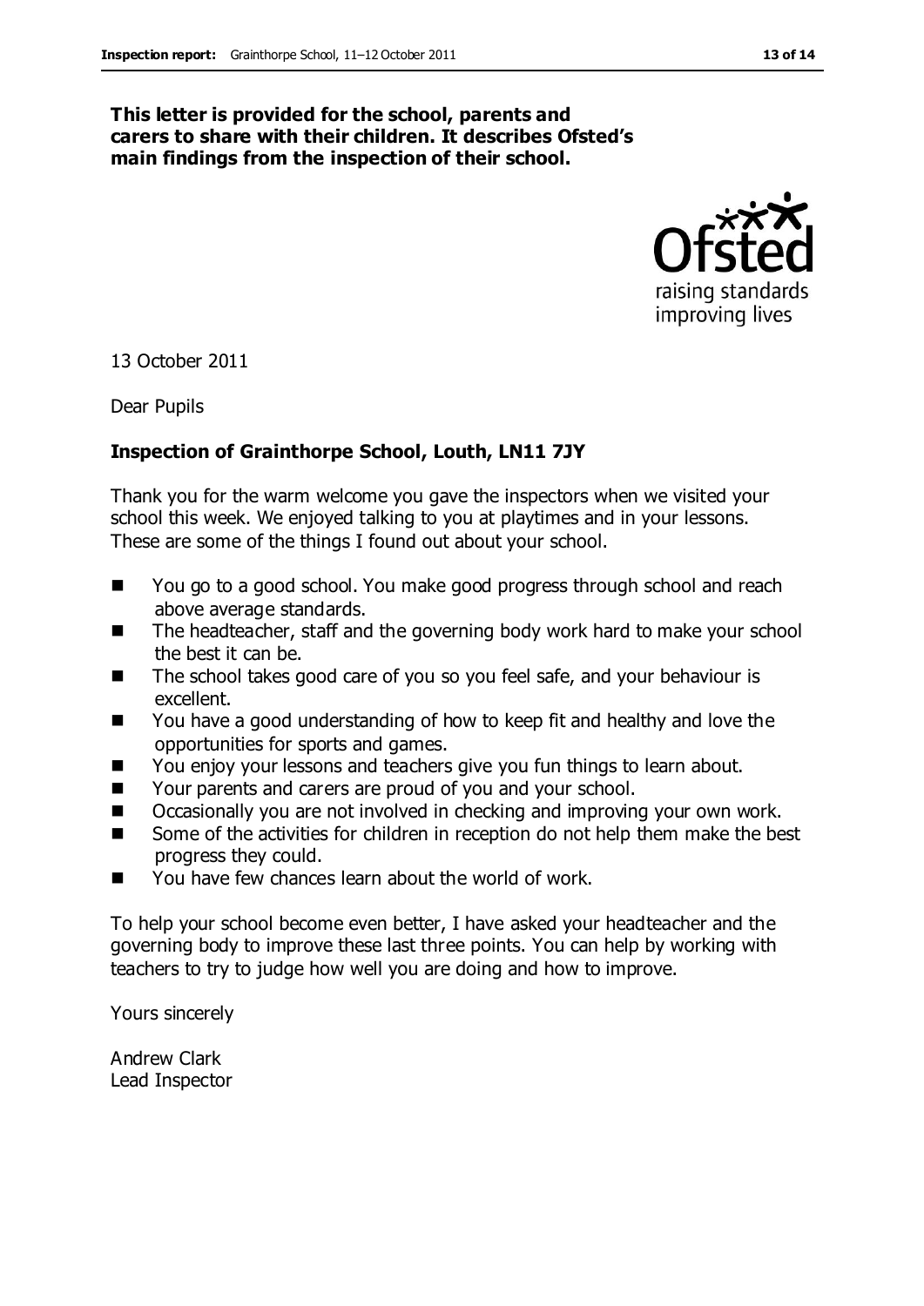**This letter is provided for the school, parents and carers to share with their children. It describes Ofsted's main findings from the inspection of their school.**

13 October 2011

Dear Pupils

**Inspection of Grainthorpe School, Louth, LN11 7JY**

Thank you for the warm welcome you gave the inspectors when we visited your school this week. We enjoyed talking to you at playtimes and in your lessons. These are some of the things I found out about your school.

- You go to a good school. You make good progress through school and reach above average standards.
- The headteacher, staff and the governing body work hard to make your school the best it can be.
- The school takes good care of you so you feel safe, and your behaviour is excellent.
- You have a good understanding of how to keep fit and healthy and love the opportunities for sports and games.
- You enjoy your lessons and teachers give you fun things to learn about.
- Your parents and carers are proud of you and your school.
- Occasionally you are not involved in checking and improving your own work.
- Some of the activities for children in reception do not help them make the best progress they could.
- You have few chances learn about the world of work.

To help your school become even better, I have asked your headteacher and the governing body to improve these last three points. You can help by working with teachers to try to judge how well you are doing and how to improve.

Yours sincerely

Andrew Clark
Lead Inspector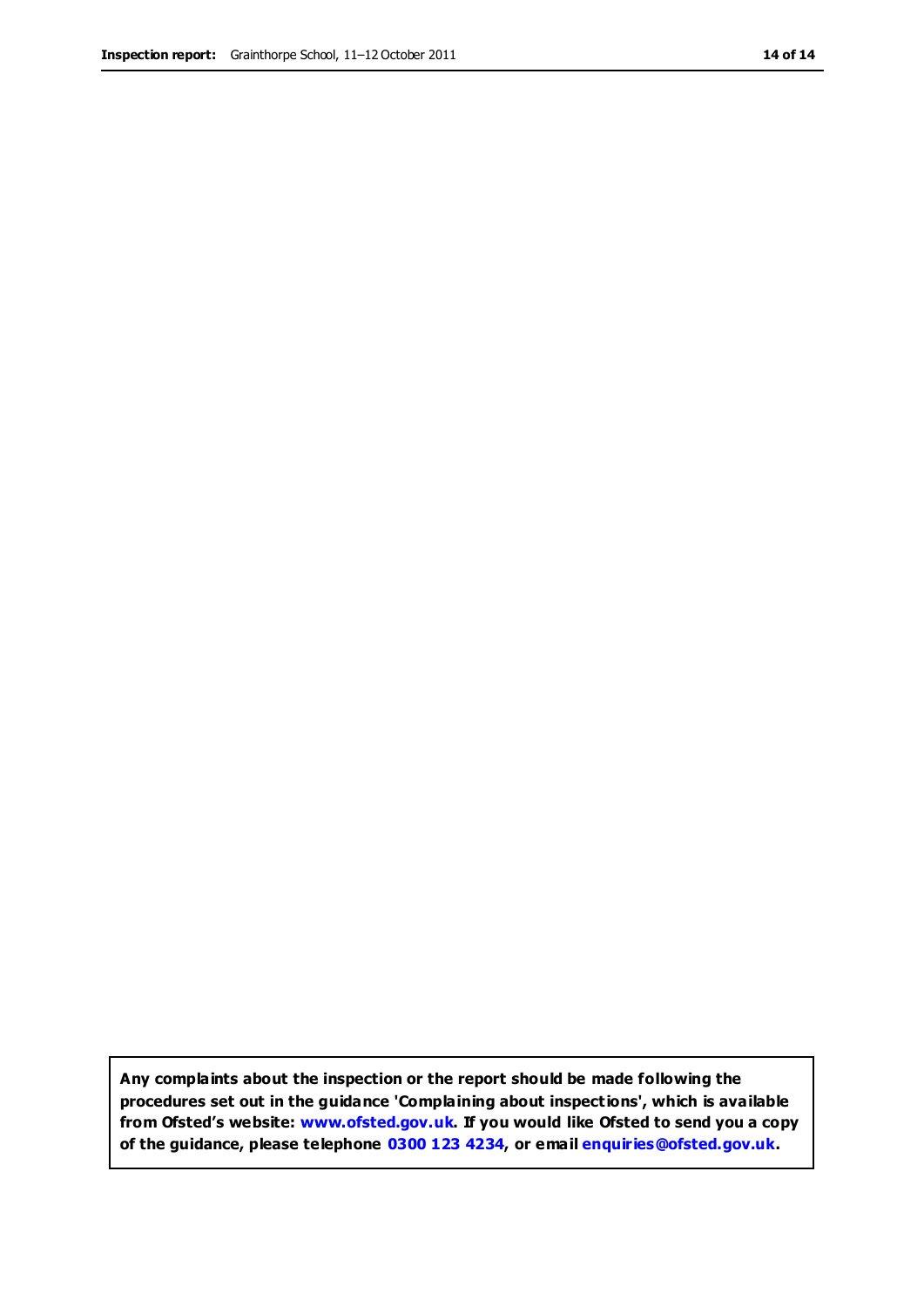**Any complaints about the inspection or the report should be made following the procedures set out in the guidance 'Complaining about inspections', which is available from Ofsted's website: www.ofsted.gov.uk. If you would like Ofsted to send you a copy of the guidance, please telephone 0300 123 4234, or email enquiries@ofsted.gov.uk.**